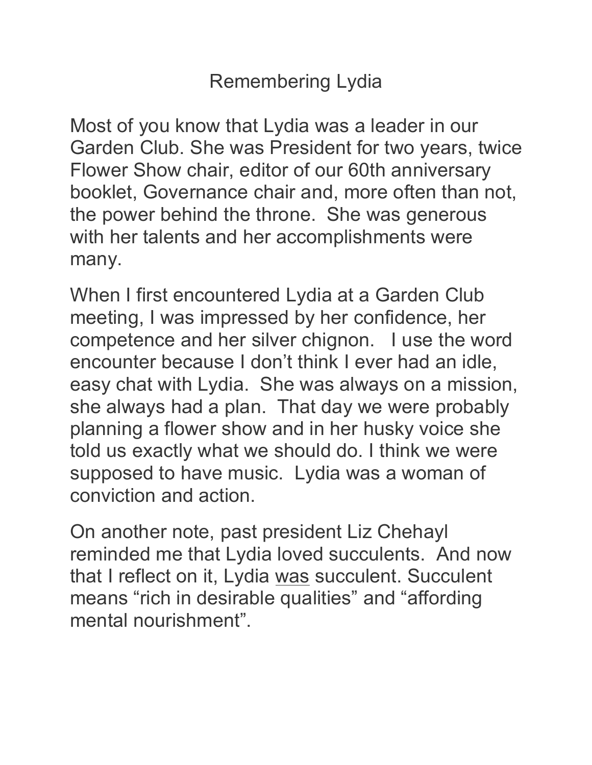# Remembering Lydia

Most of you know that Lydia was a leader in our Garden Club. She was President for two years, twice Flower Show chair, editor of our 60th anniversary booklet, Governance chair and, more often than not, the power behind the throne. She was generous with her talents and her accomplishments were many.

When I first encountered Lydia at a Garden Club meeting, I was impressed by her confidence, her competence and her silver chignon. I use the word encounter because I don't think I ever had an idle, easy chat with Lydia. She was always on a mission, she always had a plan. That day we were probably planning a flower show and in her husky voice she told us exactly what we should do. I think we were supposed to have music. Lydia was a woman of conviction and action.

On another note, past president Liz Chehayl reminded me that Lydia loved succulents. And now that I reflect on it, Lydia <u>was</u> succulent. Succulent means "rich in desirable qualities" and "affording mental nourishment".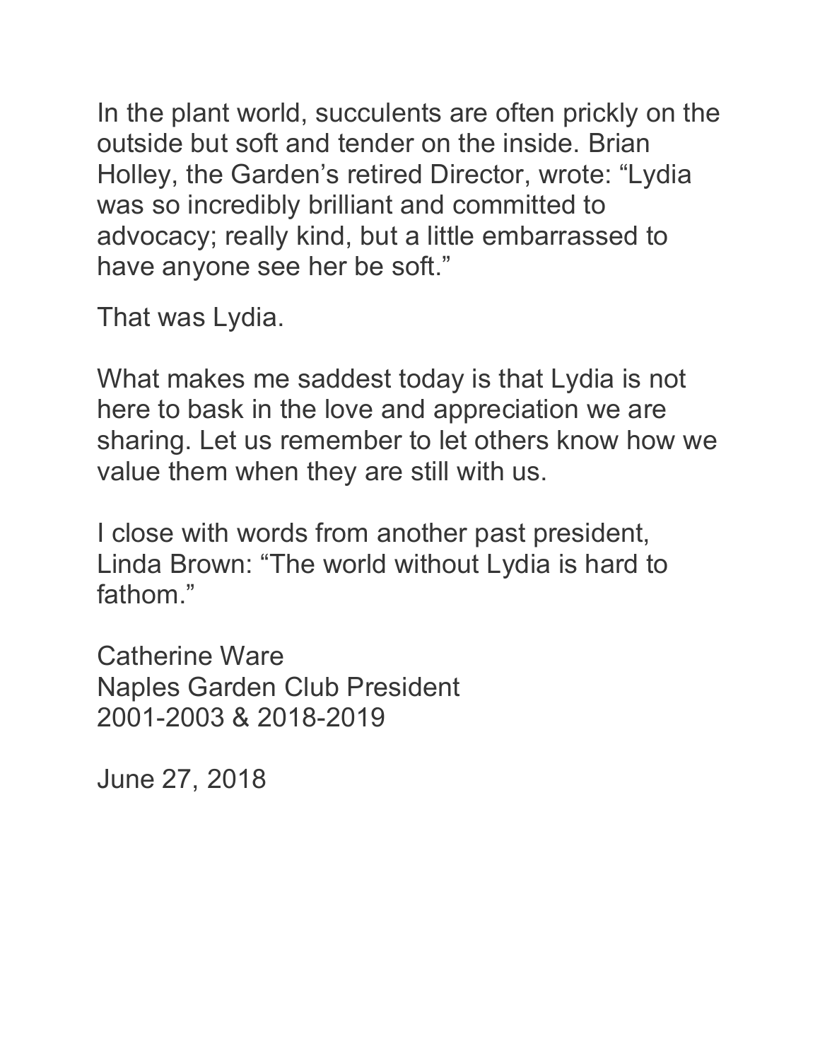In the plant world, succulents are often prickly on the outside but soft and tender on the inside. Brian Holley, the Garden's retired Director, wrote: "Lydia was so incredibly brilliant and committed to advocacy; really kind, but a little embarrassed to have anyone see her be soft."

That was Lydia.

What makes me saddest today is that Lydia is not here to bask in the love and appreciation we are sharing. Let us remember to let others know how we value them when they are still with us.

I close with words from another past president, Linda Brown: "The world without Lydia is hard to fathom."

Catherine Ware
Naples Garden Club President
2001-2003 & 2018-2019

June 27, 2018